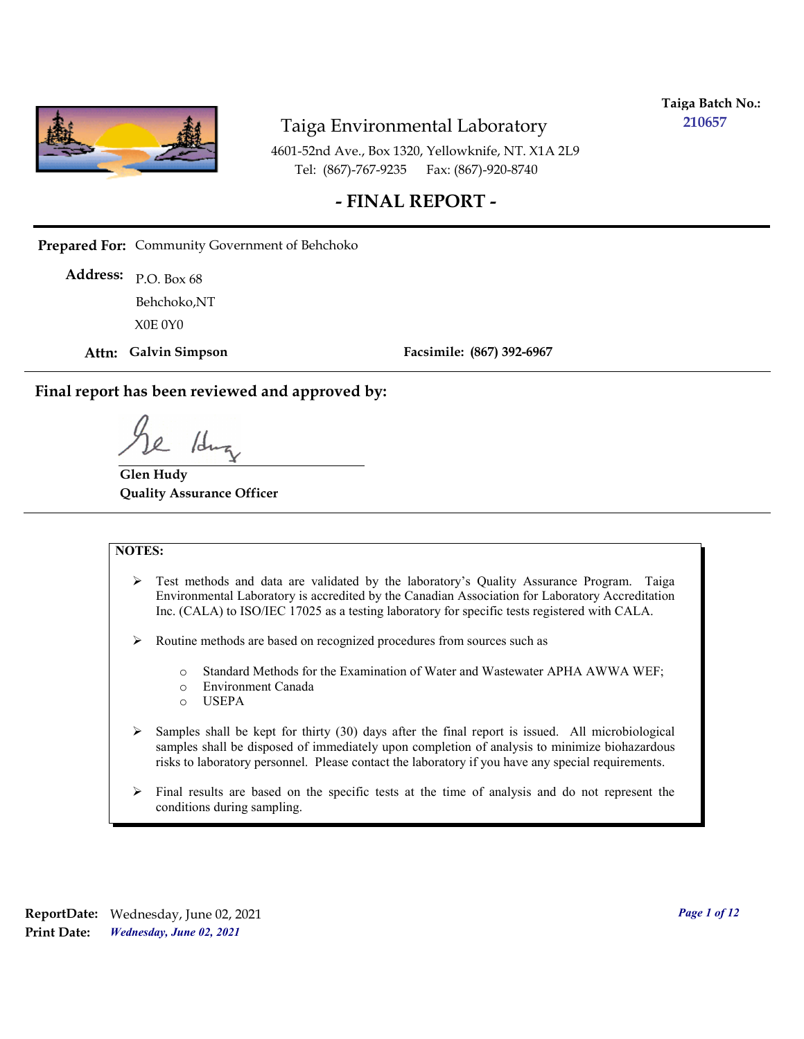**Taiga Batch No.:** 210657

# Taiga Environmental Laboratory

4601-52nd Ave., Box 1320, Yellowknife, NT. X1A 2L9
Tel: (867)-767-9235 Fax: (867)-920-8740

## - FINAL REPORT -

**Prepared For:** Community Government of Behchoko

**Address:** P.O. Box 68
Behchoko,NT
X0E 0Y0

**Attn:** **Galvin Simpson** **Facsimile:** **(867) 392-6967**

---

**Final report has been reviewed and approved by:**

**Glen Hudy**
**Quality Assurance Officer**

---

**NOTES:**

- Test methods and data are validated by the laboratory's Quality Assurance Program. Taiga Environmental Laboratory is accredited by the Canadian Association for Laboratory Accreditation Inc. (CALA) to ISO/IEC 17025 as a testing laboratory for specific tests registered with CALA.
- Routine methods are based on recognized procedures from sources such as
  - Standard Methods for the Examination of Water and Wastewater APHA AWWA WEF;
  - Environment Canada
  - USEPA
- Samples shall be kept for thirty (30) days after the final report is issued. All microbiological samples shall be disposed of immediately upon completion of analysis to minimize biohazardous risks to laboratory personnel. Please contact the laboratory if you have any special requirements.
- Final results are based on the specific tests at the time of analysis and do not represent the conditions during sampling.

**ReportDate:** Wednesday, June 02, 2021
**Print Date:** *Wednesday, June 02, 2021*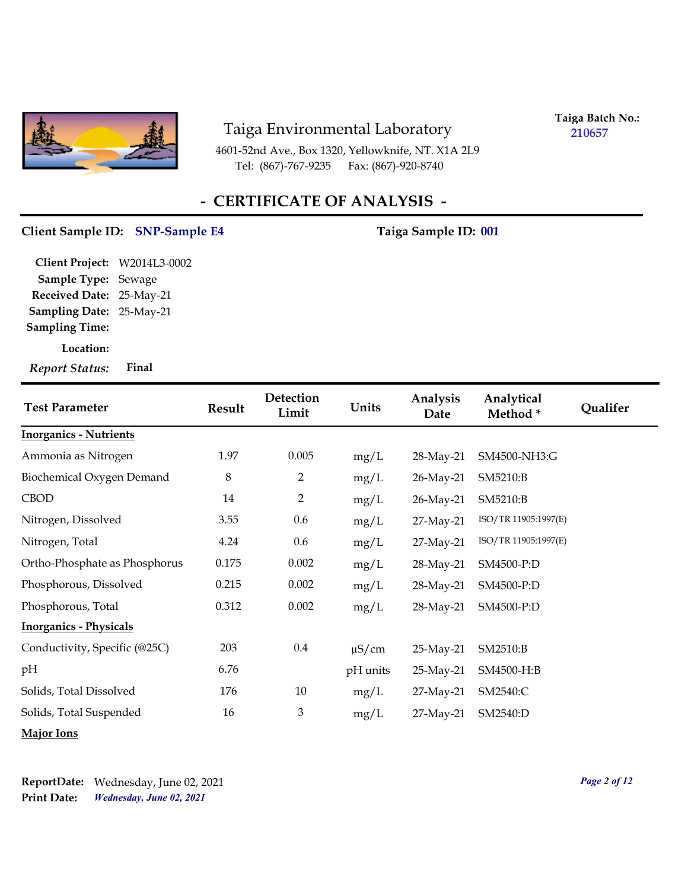# Taiga Environmental Laboratory

4601-52nd Ave., Box 1320, Yellowknife, NT. X1A 2L9
Tel: (867)-767-9235 Fax: (867)-920-8740

**Taiga Batch No.:** 210657

## - CERTIFICATE OF ANALYSIS -

**Client Sample ID:** SNP-Sample E4 **Taiga Sample ID:** 001

**Client Project:** W2014L3-0002
**Sample Type:** Sewage
**Received Date:** 25-May-21
**Sampling Date:** 25-May-21
**Sampling Time:**
**Location:**
***Report Status:*** **Final**

| Test Parameter | Result | Detection Limit | Units | Analysis Date | Analytical Method * | Qualifer |
|---|---|---|---|---|---|---|
| **Inorganics - Nutrients** | | | | | | |
| Ammonia as Nitrogen | 1.97 | 0.005 | mg/L | 28-May-21 | SM4500-NH3:G | |
| Biochemical Oxygen Demand | 8 | 2 | mg/L | 26-May-21 | SM5210:B | |
| CBOD | 14 | 2 | mg/L | 26-May-21 | SM5210:B | |
| Nitrogen, Dissolved | 3.55 | 0.6 | mg/L | 27-May-21 | ISO/TR 11905:1997(E) | |
| Nitrogen, Total | 4.24 | 0.6 | mg/L | 27-May-21 | ISO/TR 11905:1997(E) | |
| Ortho-Phosphate as Phosphorus | 0.175 | 0.002 | mg/L | 28-May-21 | SM4500-P:D | |
| Phosphorous, Dissolved | 0.215 | 0.002 | mg/L | 28-May-21 | SM4500-P:D | |
| Phosphorous, Total | 0.312 | 0.002 | mg/L | 28-May-21 | SM4500-P:D | |
| **Inorganics - Physicals** | | | | | | |
| Conductivity, Specific (@25C) | 203 | 0.4 | µS/cm | 25-May-21 | SM2510:B | |
| pH | 6.76 | | pH units | 25-May-21 | SM4500-H:B | |
| Solids, Total Dissolved | 176 | 10 | mg/L | 27-May-21 | SM2540:C | |
| Solids, Total Suspended | 16 | 3 | mg/L | 27-May-21 | SM2540:D | |
| **Major Ions** | | | | | | |

**ReportDate:** Wednesday, June 02, 2021
**Print Date:** ***Wednesday, June 02, 2021***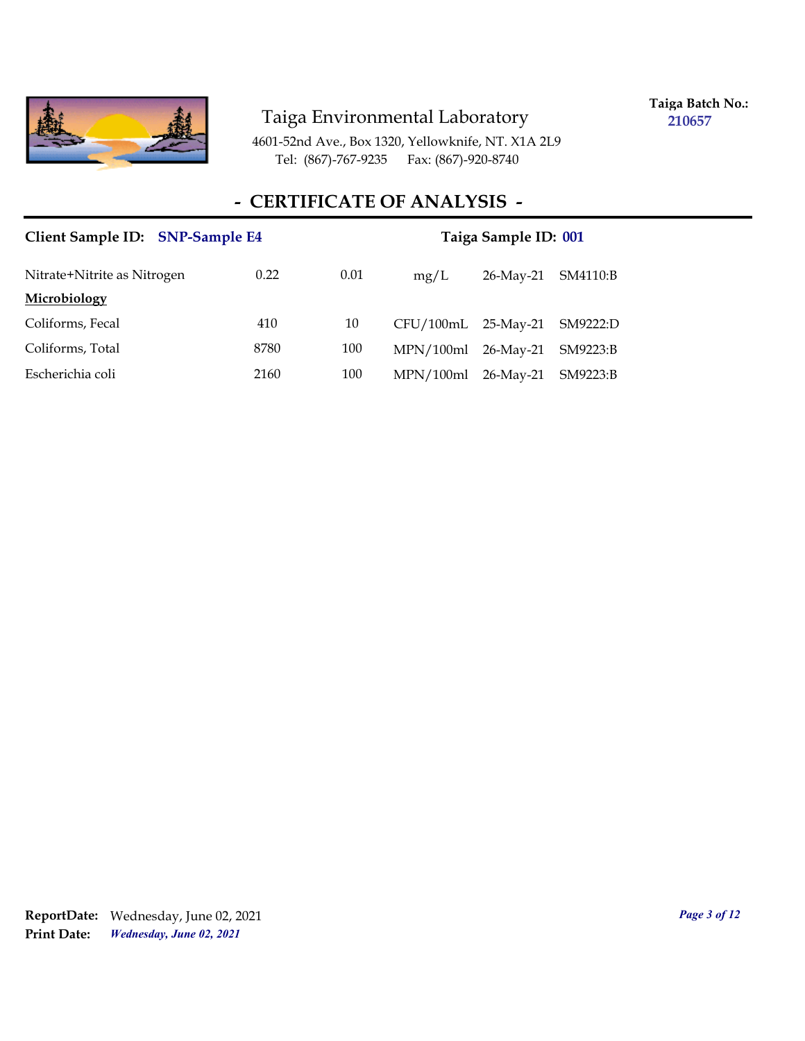Taiga Environmental Laboratory

4601-52nd Ave., Box 1320, Yellowknife, NT. X1A 2L9
Tel: (867)-767-9235 Fax: (867)-920-8740

**Taiga Batch No.:** 210657

## - CERTIFICATE OF ANALYSIS -

**Client Sample ID:** SNP-Sample E4 **Taiga Sample ID:** 001

| | | | | | |
|---|---|---|---|---|---|
| Nitrate+Nitrite as Nitrogen | 0.22 | 0.01 | mg/L | 26-May-21 | SM4110:B |
| **Microbiology** | | | | | |
| Coliforms, Fecal | 410 | 10 | CFU/100mL | 25-May-21 | SM9222:D |
| Coliforms, Total | 8780 | 100 | MPN/100ml | 26-May-21 | SM9223:B |
| Escherichia coli | 2160 | 100 | MPN/100ml | 26-May-21 | SM9223:B |

**ReportDate:** Wednesday, June 02, 2021
**Print Date:** *Wednesday, June 02, 2021*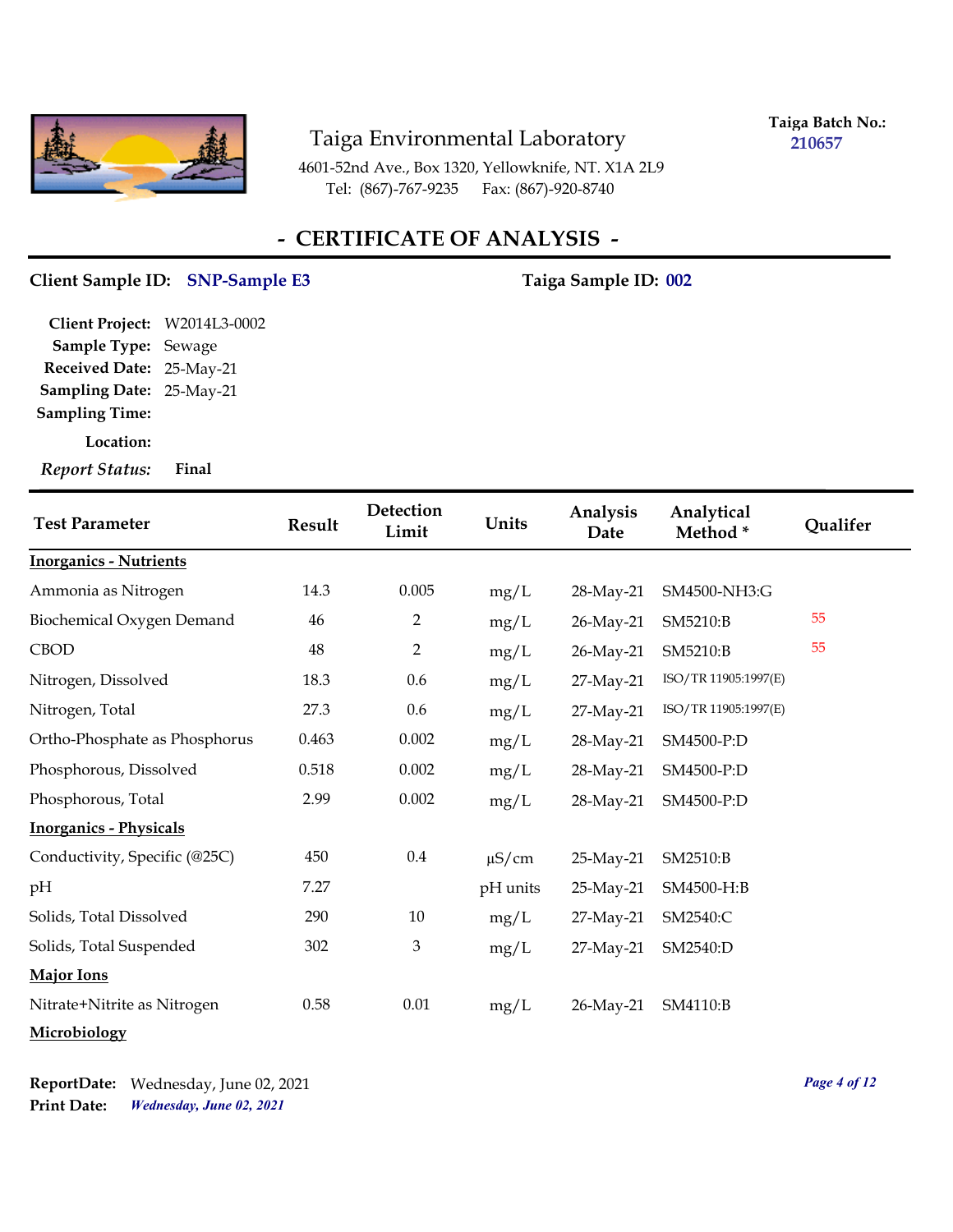# Taiga Environmental Laboratory

4601-52nd Ave., Box 1320, Yellowknife, NT. X1A 2L9
Tel: (867)-767-9235 Fax: (867)-920-8740

**Taiga Batch No.:** 210657

## - CERTIFICATE OF ANALYSIS -

**Client Sample ID:** SNP-Sample E3 **Taiga Sample ID:** 002

**Client Project:** W2014L3-0002
**Sample Type:** Sewage
**Received Date:** 25-May-21
**Sampling Date:** 25-May-21
**Sampling Time:**
**Location:**
***Report Status:*** **Final**

| Test Parameter | Result | Detection Limit | Units | Analysis Date | Analytical Method * | Qualifer |
|---|---|---|---|---|---|---|
| **Inorganics - Nutrients** | | | | | | |
| Ammonia as Nitrogen | 14.3 | 0.005 | mg/L | 28-May-21 | SM4500-NH3:G | |
| Biochemical Oxygen Demand | 46 | 2 | mg/L | 26-May-21 | SM5210:B | 55 |
| CBOD | 48 | 2 | mg/L | 26-May-21 | SM5210:B | 55 |
| Nitrogen, Dissolved | 18.3 | 0.6 | mg/L | 27-May-21 | ISO/TR 11905:1997(E) | |
| Nitrogen, Total | 27.3 | 0.6 | mg/L | 27-May-21 | ISO/TR 11905:1997(E) | |
| Ortho-Phosphate as Phosphorus | 0.463 | 0.002 | mg/L | 28-May-21 | SM4500-P:D | |
| Phosphorous, Dissolved | 0.518 | 0.002 | mg/L | 28-May-21 | SM4500-P:D | |
| Phosphorous, Total | 2.99 | 0.002 | mg/L | 28-May-21 | SM4500-P:D | |
| **Inorganics - Physicals** | | | | | | |
| Conductivity, Specific (@25C) | 450 | 0.4 | µS/cm | 25-May-21 | SM2510:B | |
| pH | 7.27 | | pH units | 25-May-21 | SM4500-H:B | |
| Solids, Total Dissolved | 290 | 10 | mg/L | 27-May-21 | SM2540:C | |
| Solids, Total Suspended | 302 | 3 | mg/L | 27-May-21 | SM2540:D | |
| **Major Ions** | | | | | | |
| Nitrate+Nitrite as Nitrogen | 0.58 | 0.01 | mg/L | 26-May-21 | SM4110:B | |
| **Microbiology** | | | | | | |

**ReportDate:** Wednesday, June 02, 2021
**Print Date:** ***Wednesday, June 02, 2021***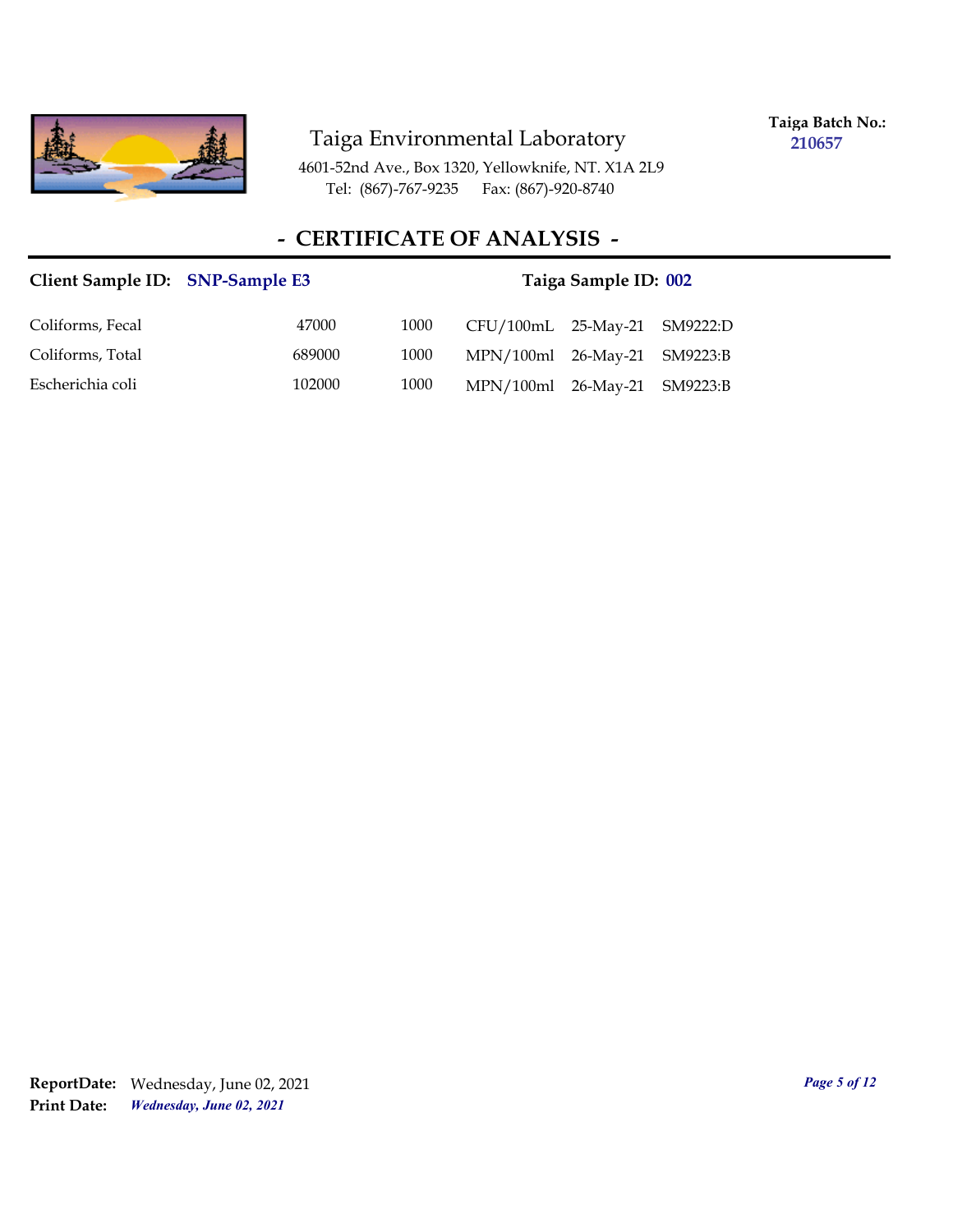Taiga Environmental Laboratory

4601-52nd Ave., Box 1320, Yellowknife, NT. X1A 2L9
Tel: (867)-767-9235 Fax: (867)-920-8740

**Taiga Batch No.:** **210657**

## - CERTIFICATE OF ANALYSIS -

**Client Sample ID:** **SNP-Sample E3** **Taiga Sample ID:** **002**

| | | | | | |
|---|---|---|---|---|---|
| Coliforms, Fecal | 47000 | 1000 | CFU/100mL | 25-May-21 | SM9222:D |
| Coliforms, Total | 689000 | 1000 | MPN/100ml | 26-May-21 | SM9223:B |
| Escherichia coli | 102000 | 1000 | MPN/100ml | 26-May-21 | SM9223:B |

**ReportDate:** Wednesday, June 02, 2021
**Print Date:** ***Wednesday, June 02, 2021***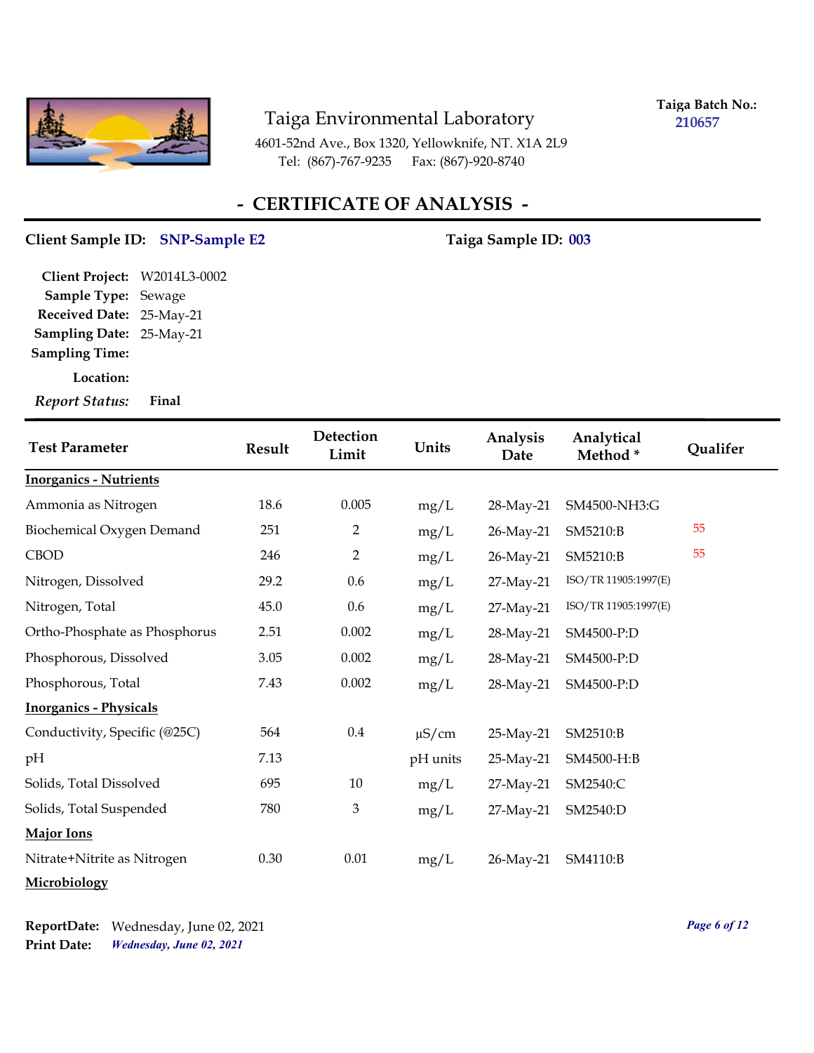Taiga Environmental Laboratory

4601-52nd Ave., Box 1320, Yellowknife, NT. X1A 2L9
Tel: (867)-767-9235 Fax: (867)-920-8740

**Taiga Batch No.:** 210657

# - CERTIFICATE OF ANALYSIS -

**Client Sample ID:** SNP-Sample E2 **Taiga Sample ID:** 003

**Client Project:** W2014L3-0002
**Sample Type:** Sewage
**Received Date:** 25-May-21
**Sampling Date:** 25-May-21
**Sampling Time:**
**Location:**
***Report Status:*** **Final**

| Test Parameter | Result | Detection Limit | Units | Analysis Date | Analytical Method * | Qualifer |
|---|---|---|---|---|---|---|
| **Inorganics - Nutrients** | | | | | | |
| Ammonia as Nitrogen | 18.6 | 0.005 | mg/L | 28-May-21 | SM4500-NH3:G | |
| Biochemical Oxygen Demand | 251 | 2 | mg/L | 26-May-21 | SM5210:B | 55 |
| CBOD | 246 | 2 | mg/L | 26-May-21 | SM5210:B | 55 |
| Nitrogen, Dissolved | 29.2 | 0.6 | mg/L | 27-May-21 | ISO/TR 11905:1997(E) | |
| Nitrogen, Total | 45.0 | 0.6 | mg/L | 27-May-21 | ISO/TR 11905:1997(E) | |
| Ortho-Phosphate as Phosphorus | 2.51 | 0.002 | mg/L | 28-May-21 | SM4500-P:D | |
| Phosphorous, Dissolved | 3.05 | 0.002 | mg/L | 28-May-21 | SM4500-P:D | |
| Phosphorous, Total | 7.43 | 0.002 | mg/L | 28-May-21 | SM4500-P:D | |
| **Inorganics - Physicals** | | | | | | |
| Conductivity, Specific (@25C) | 564 | 0.4 | µS/cm | 25-May-21 | SM2510:B | |
| pH | 7.13 | | pH units | 25-May-21 | SM4500-H:B | |
| Solids, Total Dissolved | 695 | 10 | mg/L | 27-May-21 | SM2540:C | |
| Solids, Total Suspended | 780 | 3 | mg/L | 27-May-21 | SM2540:D | |
| **Major Ions** | | | | | | |
| Nitrate+Nitrite as Nitrogen | 0.30 | 0.01 | mg/L | 26-May-21 | SM4110:B | |
| **Microbiology** | | | | | | |

**ReportDate:** Wednesday, June 02, 2021
**Print Date:** ***Wednesday, June 02, 2021***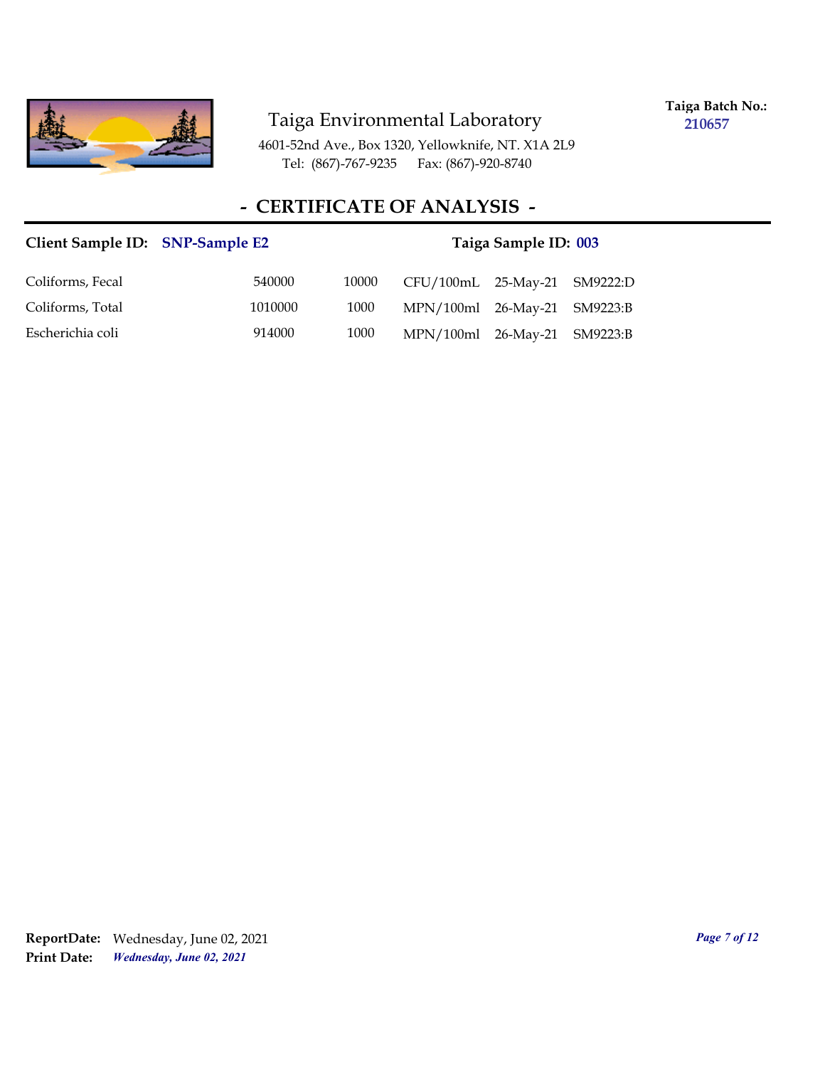Taiga Environmental Laboratory

4601-52nd Ave., Box 1320, Yellowknife, NT. X1A 2L9
Tel: (867)-767-9235 Fax: (867)-920-8740

**Taiga Batch No.:** **210657**

## - CERTIFICATE OF ANALYSIS -

**Client Sample ID:** **SNP-Sample E2** **Taiga Sample ID:** **003**

| | | | | | |
|---|---|---|---|---|---|
| Coliforms, Fecal | 540000 | 10000 | CFU/100mL | 25-May-21 | SM9222:D |
| Coliforms, Total | 1010000 | 1000 | MPN/100ml | 26-May-21 | SM9223:B |
| Escherichia coli | 914000 | 1000 | MPN/100ml | 26-May-21 | SM9223:B |

**ReportDate:** Wednesday, June 02, 2021
**Print Date:** ***Wednesday, June 02, 2021***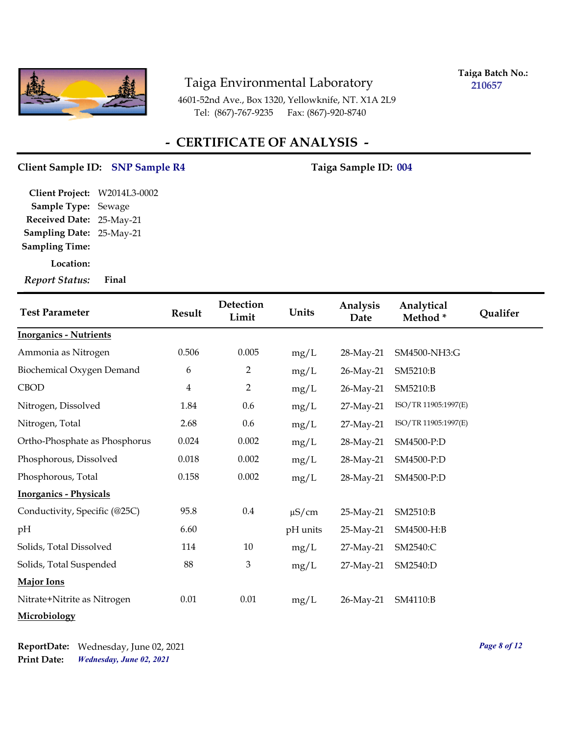Taiga Environmental Laboratory

4601-52nd Ave., Box 1320, Yellowknife, NT. X1A 2L9
Tel: (867)-767-9235 Fax: (867)-920-8740

**Taiga Batch No.:** 210657

## - CERTIFICATE OF ANALYSIS -

**Client Sample ID:** SNP Sample R4 **Taiga Sample ID:** 004

**Client Project:** W2014L3-0002
**Sample Type:** Sewage
**Received Date:** 25-May-21
**Sampling Date:** 25-May-21
**Sampling Time:**
**Location:**
***Report Status:*** **Final**

| Test Parameter | Result | Detection Limit | Units | Analysis Date | Analytical Method * | Qualifer |
|---|---|---|---|---|---|---|
| **Inorganics - Nutrients** | | | | | | |
| Ammonia as Nitrogen | 0.506 | 0.005 | mg/L | 28-May-21 | SM4500-NH3:G | |
| Biochemical Oxygen Demand | 6 | 2 | mg/L | 26-May-21 | SM5210:B | |
| CBOD | 4 | 2 | mg/L | 26-May-21 | SM5210:B | |
| Nitrogen, Dissolved | 1.84 | 0.6 | mg/L | 27-May-21 | ISO/TR 11905:1997(E) | |
| Nitrogen, Total | 2.68 | 0.6 | mg/L | 27-May-21 | ISO/TR 11905:1997(E) | |
| Ortho-Phosphate as Phosphorus | 0.024 | 0.002 | mg/L | 28-May-21 | SM4500-P:D | |
| Phosphorous, Dissolved | 0.018 | 0.002 | mg/L | 28-May-21 | SM4500-P:D | |
| Phosphorous, Total | 0.158 | 0.002 | mg/L | 28-May-21 | SM4500-P:D | |
| **Inorganics - Physicals** | | | | | | |
| Conductivity, Specific (@25C) | 95.8 | 0.4 | µS/cm | 25-May-21 | SM2510:B | |
| pH | 6.60 | | pH units | 25-May-21 | SM4500-H:B | |
| Solids, Total Dissolved | 114 | 10 | mg/L | 27-May-21 | SM2540:C | |
| Solids, Total Suspended | 88 | 3 | mg/L | 27-May-21 | SM2540:D | |
| **Major Ions** | | | | | | |
| Nitrate+Nitrite as Nitrogen | 0.01 | 0.01 | mg/L | 26-May-21 | SM4110:B | |
| **Microbiology** | | | | | | |

**ReportDate:** Wednesday, June 02, 2021
**Print Date:** ***Wednesday, June 02, 2021***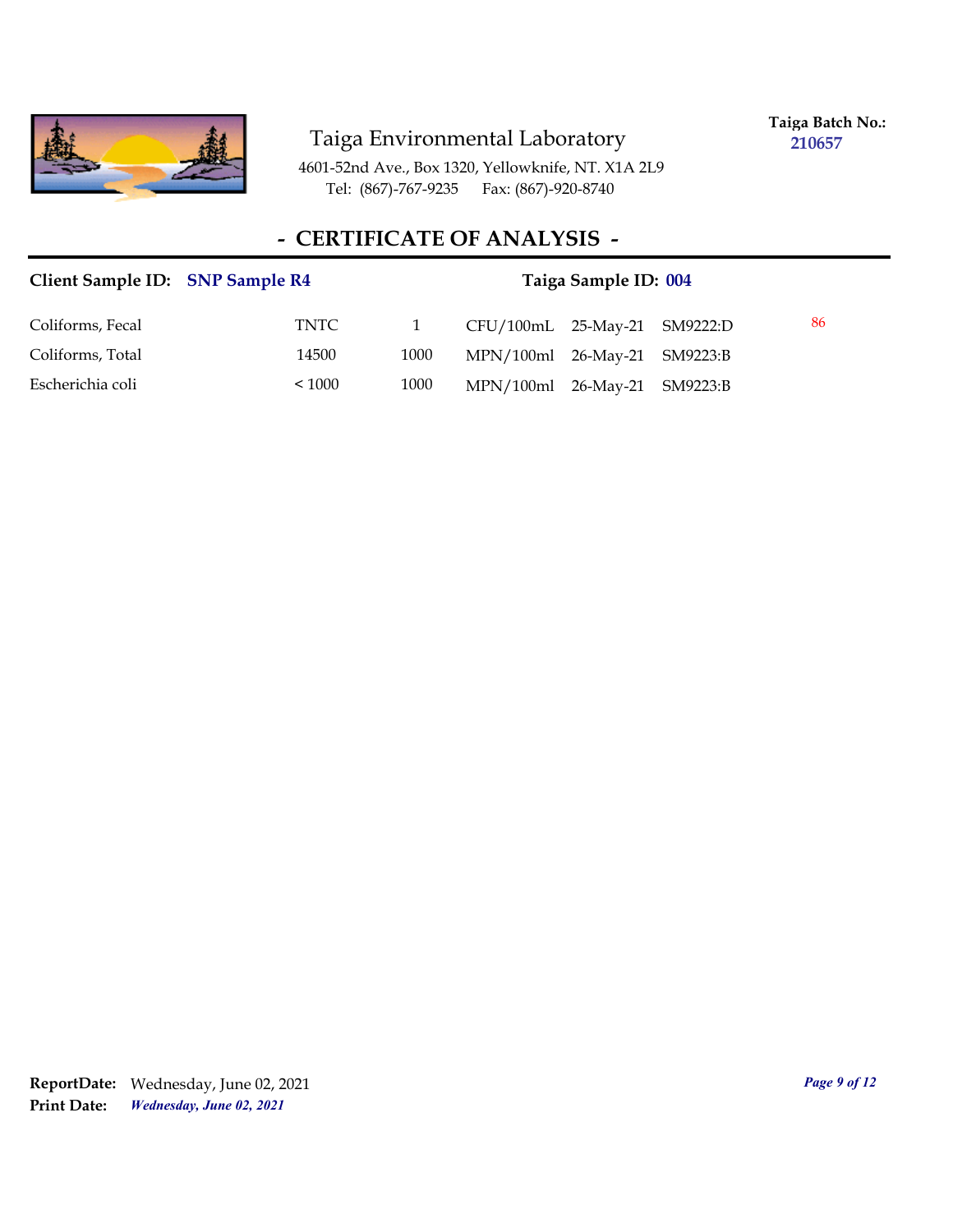Taiga Environmental Laboratory

4601-52nd Ave., Box 1320, Yellowknife, NT. X1A 2L9
Tel: (867)-767-9235 Fax: (867)-920-8740

**Taiga Batch No.:** **210657**

## - CERTIFICATE OF ANALYSIS -

**Client Sample ID:** **SNP Sample R4** **Taiga Sample ID:** **004**

| | | | | | | |
|---|---|---|---|---|---|---|
| Coliforms, Fecal | TNTC | 1 | CFU/100mL | 25-May-21 | SM9222:D | 86 |
| Coliforms, Total | 14500 | 1000 | MPN/100ml | 26-May-21 | SM9223:B | |
| Escherichia coli | < 1000 | 1000 | MPN/100ml | 26-May-21 | SM9223:B | |

**ReportDate:** Wednesday, June 02, 2021
**Print Date:** ***Wednesday, June 02, 2021***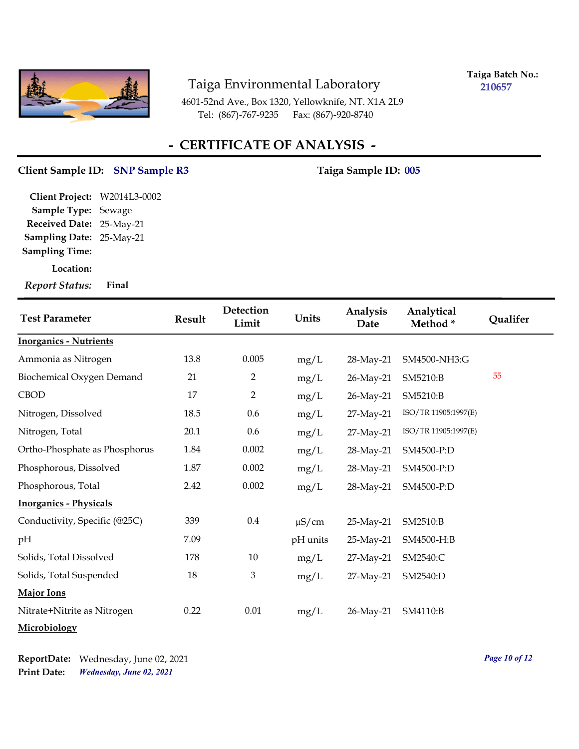# Taiga Environmental Laboratory

4601-52nd Ave., Box 1320, Yellowknife, NT. X1A 2L9
Tel: (867)-767-9235 Fax: (867)-920-8740

**Taiga Batch No.:** 210657

## - CERTIFICATE OF ANALYSIS -

**Client Sample ID:** SNP Sample R3 **Taiga Sample ID:** 005

**Client Project:** W2014L3-0002
**Sample Type:** Sewage
**Received Date:** 25-May-21
**Sampling Date:** 25-May-21
**Sampling Time:**
**Location:**
***Report Status:*** **Final**

| Test Parameter | Result | Detection Limit | Units | Analysis Date | Analytical Method * | Qualifer |
|---|---|---|---|---|---|---|
| **Inorganics - Nutrients** | | | | | | |
| Ammonia as Nitrogen | 13.8 | 0.005 | mg/L | 28-May-21 | SM4500-NH3:G | |
| Biochemical Oxygen Demand | 21 | 2 | mg/L | 26-May-21 | SM5210:B | 55 |
| CBOD | 17 | 2 | mg/L | 26-May-21 | SM5210:B | |
| Nitrogen, Dissolved | 18.5 | 0.6 | mg/L | 27-May-21 | ISO/TR 11905:1997(E) | |
| Nitrogen, Total | 20.1 | 0.6 | mg/L | 27-May-21 | ISO/TR 11905:1997(E) | |
| Ortho-Phosphate as Phosphorus | 1.84 | 0.002 | mg/L | 28-May-21 | SM4500-P:D | |
| Phosphorous, Dissolved | 1.87 | 0.002 | mg/L | 28-May-21 | SM4500-P:D | |
| Phosphorous, Total | 2.42 | 0.002 | mg/L | 28-May-21 | SM4500-P:D | |
| **Inorganics - Physicals** | | | | | | |
| Conductivity, Specific (@25C) | 339 | 0.4 | µS/cm | 25-May-21 | SM2510:B | |
| pH | 7.09 | | pH units | 25-May-21 | SM4500-H:B | |
| Solids, Total Dissolved | 178 | 10 | mg/L | 27-May-21 | SM2540:C | |
| Solids, Total Suspended | 18 | 3 | mg/L | 27-May-21 | SM2540:D | |
| **Major Ions** | | | | | | |
| Nitrate+Nitrite as Nitrogen | 0.22 | 0.01 | mg/L | 26-May-21 | SM4110:B | |
| **Microbiology** | | | | | | |

**ReportDate:** Wednesday, June 02, 2021
**Print Date:** *Wednesday, June 02, 2021*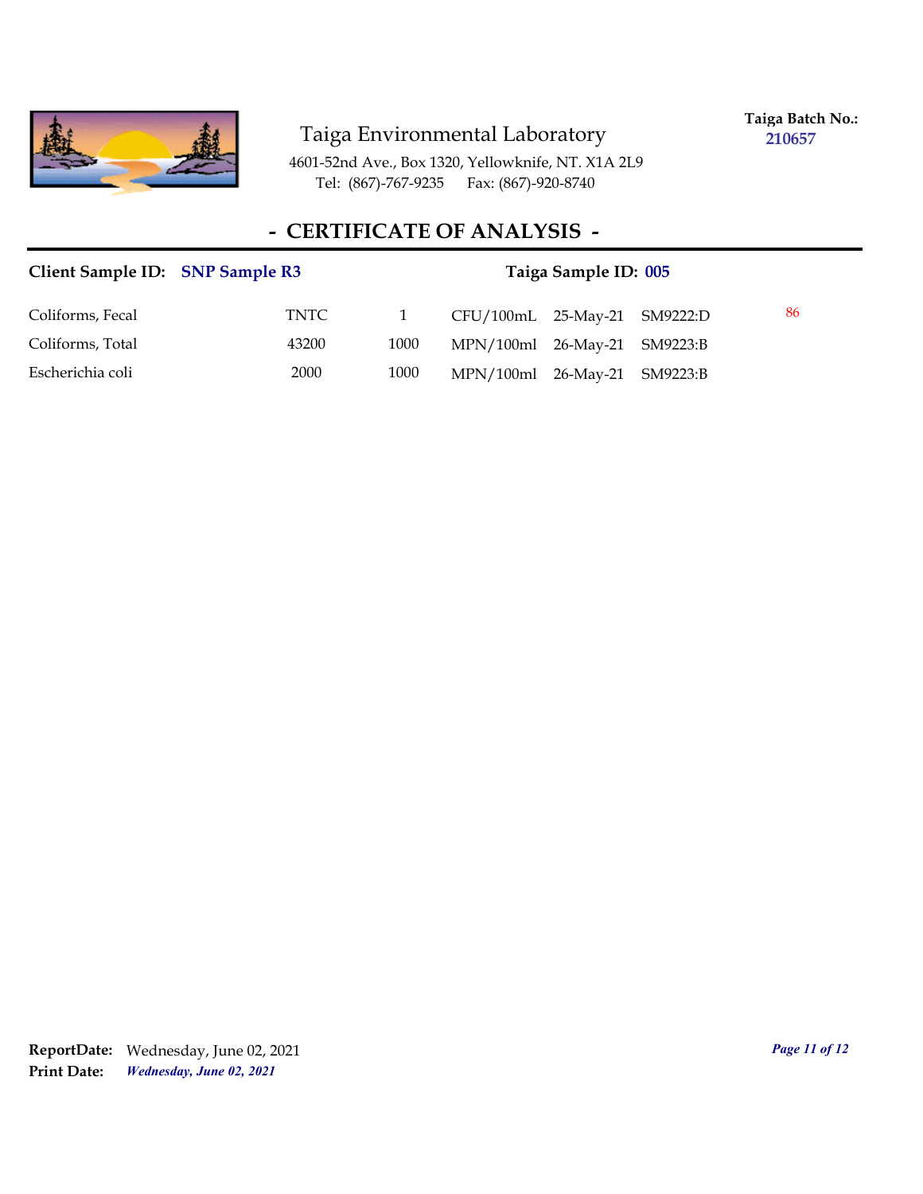Taiga Environmental Laboratory

4601-52nd Ave., Box 1320, Yellowknife, NT. X1A 2L9
Tel: (867)-767-9235 Fax: (867)-920-8740

**Taiga Batch No.:** 210657

## - CERTIFICATE OF ANALYSIS -

**Client Sample ID:** **SNP Sample R3** **Taiga Sample ID:** **005**

| | | | | | | |
|---|---|---|---|---|---|---|
| Coliforms, Fecal | TNTC | 1 | CFU/100mL | 25-May-21 | SM9222:D | 86 |
| Coliforms, Total | 43200 | 1000 | MPN/100ml | 26-May-21 | SM9223:B | |
| Escherichia coli | 2000 | 1000 | MPN/100ml | 26-May-21 | SM9223:B | |

**ReportDate:** Wednesday, June 02, 2021
**Print Date:** ***Wednesday, June 02, 2021***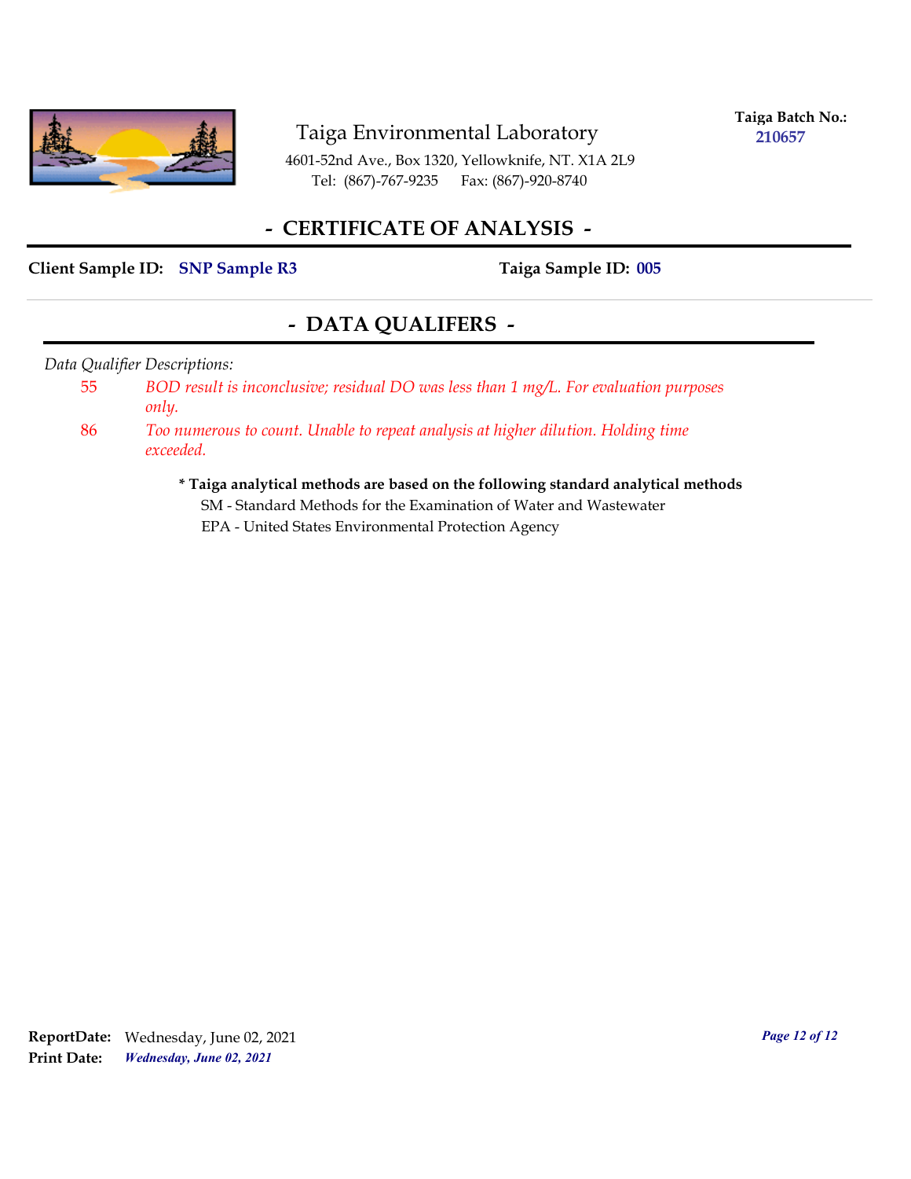Taiga Environmental Laboratory

4601-52nd Ave., Box 1320, Yellowknife, NT. X1A 2L9
Tel: (867)-767-9235 Fax: (867)-920-8740

**Taiga Batch No.:** **210657**

# - CERTIFICATE OF ANALYSIS -

**Client Sample ID:** **SNP Sample R3** **Taiga Sample ID:** **005**

## - DATA QUALIFERS -

*Data Qualifier Descriptions:*

| | |
|---|---|
| 55 | *BOD result is inconclusive; residual DO was less than 1 mg/L. For evaluation purposes only.* |
| 86 | *Too numerous to count. Unable to repeat analysis at higher dilution. Holding time exceeded.* |

**\* Taiga analytical methods are based on the following standard analytical methods**

SM - Standard Methods for the Examination of Water and Wastewater

EPA - United States Environmental Protection Agency

**ReportDate:** Wednesday, June 02, 2021
**Print Date:** ***Wednesday, June 02, 2021***